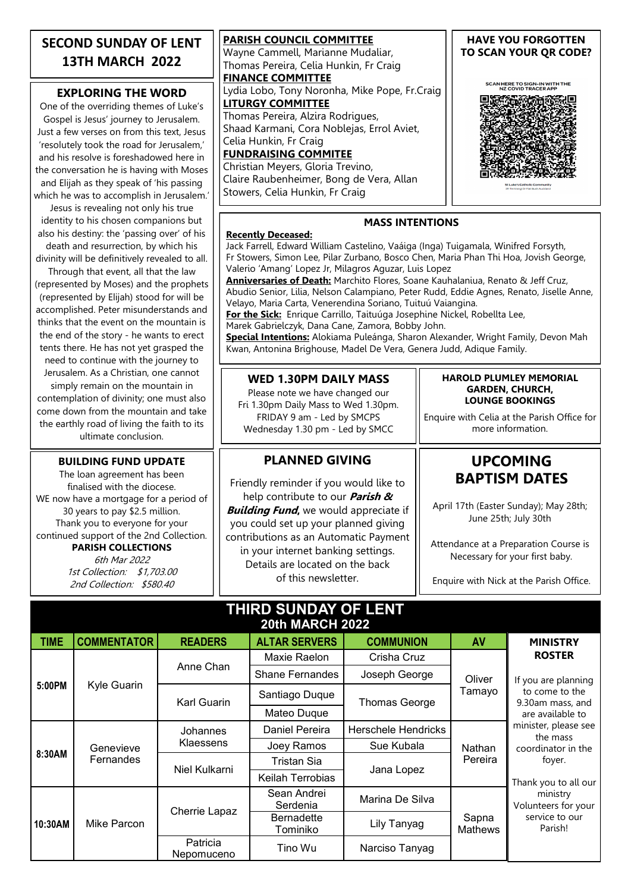# SECOND SUNDAY OF LENT 13TH MARCH 2022

## EXPLORING THE WORD

One of the overriding themes of Luke's Gospel is Jesus' journey to Jerusalem. Just a few verses on from this text, Jesus 'resolutely took the road for Jerusalem,' and his resolve is foreshadowed here in the conversation he is having with Moses and Elijah as they speak of 'his passing which he was to accomplish in Jerusalem.' Jesus is revealing not only his true identity to his chosen companions but also his destiny: the 'passing over' of his death and resurrection, by which his divinity will be definitively revealed to all. Through that event, all that the law (represented by Moses) and the prophets (represented by Elijah) stood for will be accomplished. Peter misunderstands and thinks that the event on the mountain is the end of the story - he wants to erect tents there. He has not yet grasped the need to continue with the journey to Jerusalem. As a Christian, one cannot simply remain on the mountain in contemplation of divinity; one must also come down from the mountain and take the earthly road of living the faith to its ultimate conclusion.

## BUILDING FUND UPDATE

The loan agreement has been finalised with the diocese.
WE now have a mortgage for a period of 30 years to pay $2.5 million.
Thank you to everyone for your continued support of the 2nd Collection.

**PARISH COLLECTIONS**

*6th Mar 2022*
*1st Collection: $1,703.00*
*2nd Collection: $580.40*

**PARISH COUNCIL COMMITTEE**
Wayne Cammell, Marianne Mudaliar, Thomas Pereira, Celia Hunkin, Fr Craig

**FINANCE COMMITTEE**
Lydia Lobo, Tony Noronha, Mike Pope, Fr.Craig

**LITURGY COMMITTEE**
Thomas Pereira, Alzira Rodrigues, Shaad Karmani, Cora Noblejas, Errol Aviet, Celia Hunkin, Fr Craig

**FUNDRAISING COMMITEE**
Christian Meyers, Gloria Trevino, Claire Raubenheimer, Bong de Vera, Allan Stowers, Celia Hunkin, Fr Craig

## HAVE YOU FORGOTTEN TO SCAN YOUR QR CODE?

SCAN HERE TO SIGN-IN WITH THE NZ COVID TRACER APP

## MASS INTENTIONS

**Recently Deceased:**
Jack Farrell, Edward William Castelino, Vaáiga (Inga) Tuigamala, Winifred Forsyth, Fr Stowers, Simon Lee, Pilar Zurbano, Bosco Chen, Maria Phan Thi Hoa, Jovish George, Valerio 'Amang' Lopez Jr, Milagros Aguzar, Luis Lopez

**Anniversaries of Death:** Marchito Flores, Soane Kauhalaniua, Renato & Jeff Cruz, Abudio Senior, Lilia, Nelson Calampiano, Peter Rudd, Eddie Agnes, Renato, Jiselle Anne, Velayo, Maria Carta, Venerendina Soriano, Tuituú Vaiangina.

**For the Sick:** Enrique Carrillo, Taituúga Josephine Nickel, Robellta Lee, Marek Gabrielczyk, Dana Cane, Zamora, Bobby John.

**Special Intentions:** Alokiama Puleánga, Sharon Alexander, Wright Family, Devon Mah Kwan, Antonina Brighouse, Madel De Vera, Genera Judd, Adique Family.

## WED 1.30PM DAILY MASS

Please note we have changed our Fri 1.30pm Daily Mass to Wed 1.30pm.
FRIDAY 9 am - Led by SMCPS
Wednesday 1.30 pm - Led by SMCC

## HAROLD PLUMLEY MEMORIAL GARDEN, CHURCH, LOUNGE BOOKINGS

Enquire with Celia at the Parish Office for more information.

## PLANNED GIVING

Friendly reminder if you would like to help contribute to our ***Parish & Building Fund***, we would appreciate if you could set up your planned giving contributions as an Automatic Payment in your internet banking settings. Details are located on the back of this newsletter.

## UPCOMING BAPTISM DATES

April 17th (Easter Sunday); May 28th; June 25th; July 30th

Attendance at a Preparation Course is Necessary for your first baby.

Enquire with Nick at the Parish Office.

## THIRD SUNDAY OF LENT 20th MARCH 2022

| TIME | COMMENTATOR | READERS | ALTAR SERVERS | COMMUNION | AV |
|---|---|---|---|---|---|
| 5:00PM | Kyle Guarin | Anne Chan | Maxie Raelon | Crisha Cruz | Oliver Tamayo |
| | | | Shane Fernandes | Joseph George | |
| | | Karl Guarin | Santiago Duque | Thomas George | |
| | | | Mateo Duque | | |
| 8:30AM | Genevieve Fernandes | Johannes Klaessens | Daniel Pereira | Herschele Hendricks | Nathan Pereira |
| | | | Joey Ramos | Sue Kubala | |
| | | Niel Kulkarni | Tristan Sia | Jana Lopez | |
| | | | Keilah Terrobias | | |
| 10:30AM | Mike Parcon | Cherrie Lapaz | Sean Andrei Serdenia | Marina De Silva | Sapna Mathews |
| | | | Bernadette Tominiko | Lily Tanyag | |
| | | Patricia Nepomuceno | Tino Wu | Narciso Tanyag | |

**MINISTRY ROSTER**

If you are planning to come to the 9.30am mass, and are available to minister, please see the mass coordinator in the foyer.

Thank you to all our ministry Volunteers for your service to our Parish!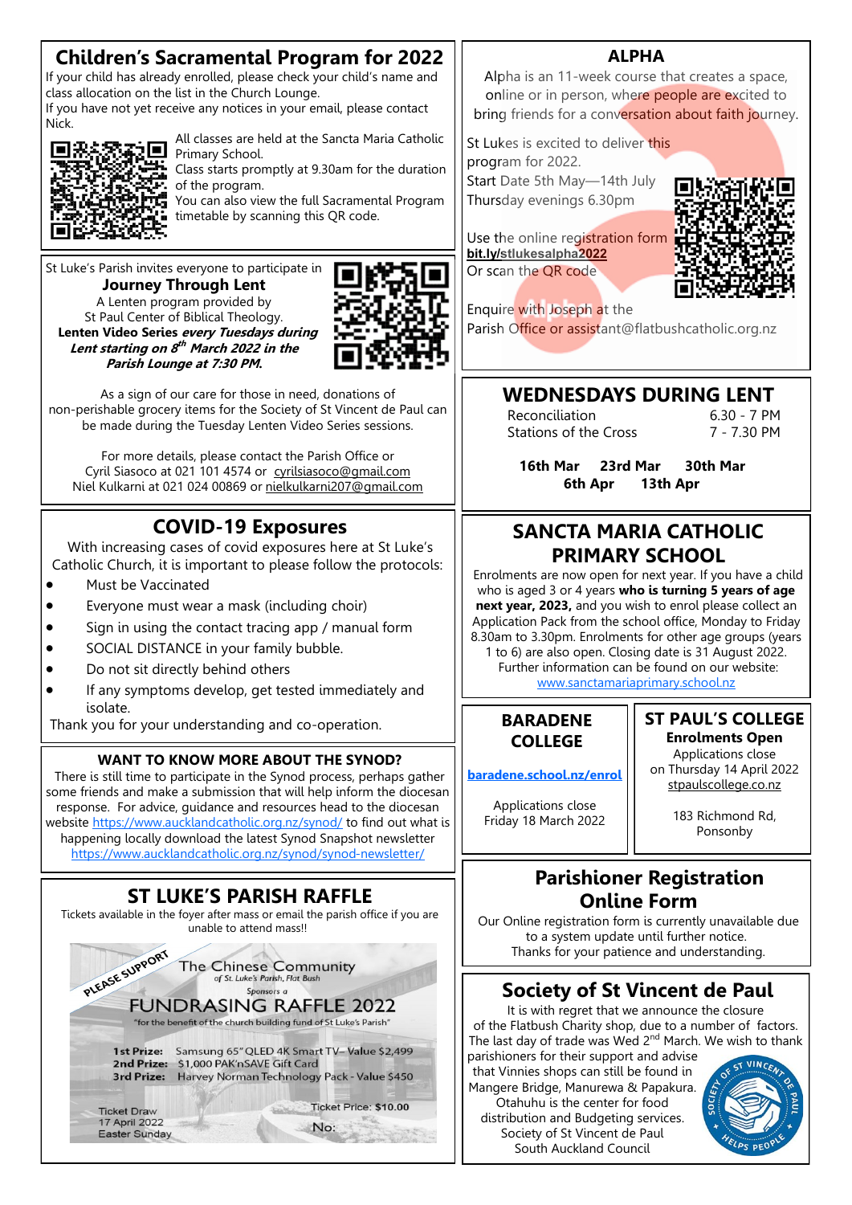## Children's Sacramental Program for 2022

If your child has already enrolled, please check your child's name and class allocation on the list in the Church Lounge.
If you have not yet receive any notices in your email, please contact Nick.

All classes are held at the Sancta Maria Catholic Primary School.
Class starts promptly at 9.30am for the duration of the program.
You can also view the full Sacramental Program timetable by scanning this QR code.

St Luke's Parish invites everyone to participate in

**Journey Through Lent**

A Lenten program provided by
St Paul Center of Biblical Theology.

***Lenten Video Series every Tuesdays during Lent starting on 8th March 2022 in the Parish Lounge at 7:30 PM.***

As a sign of our care for those in need, donations of non-perishable grocery items for the Society of St Vincent de Paul can be made during the Tuesday Lenten Video Series sessions.

For more details, please contact the Parish Office or
Cyril Siasoco at 021 101 4574 or cyrilsiasoco@gmail.com
Niel Kulkarni at 021 024 00869 or nielkulkarni207@gmail.com

## COVID-19 Exposures

With increasing cases of covid exposures here at St Luke's Catholic Church, it is important to please follow the protocols:

- Must be Vaccinated
- Everyone must wear a mask (including choir)
- Sign in using the contact tracing app / manual form
- SOCIAL DISTANCE in your family bubble.
- Do not sit directly behind others
- If any symptoms develop, get tested immediately and isolate.

Thank you for your understanding and co-operation.

### WANT TO KNOW MORE ABOUT THE SYNOD?

There is still time to participate in the Synod process, perhaps gather some friends and make a submission that will help inform the diocesan response. For advice, guidance and resources head to the diocesan website https://www.aucklandcatholic.org.nz/synod/ to find out what is happening locally download the latest Synod Snapshot newsletter https://www.aucklandcatholic.org.nz/synod/synod-newsletter/

## ST LUKE'S PARISH RAFFLE

Tickets available in the foyer after mass or email the parish office if you are unable to attend mass!!

PLEASE SUPPORT

The Chinese Community
of St. Luke's Parish, Flat Bush
Sponsors a

FUNDRASING RAFFLE 2022

"for the benefit of the church building fund of St Luke's Parish"

**1st Prize:** Samsung 65" QLED 4K Smart TV– Value $2,499
**2nd Prize:** $1,000 PAK'nSAVE Gift Card
**3rd Prize:** Harvey Norman Technology Pack - Value $450

Ticket Draw
17 April 2022
Easter Sunday

Ticket Price: **$10.00**

No:

### ALPHA

Alpha is an 11-week course that creates a space, online or in person, where people are excited to bring friends for a conversation about faith journey.

St Lukes is excited to deliver this program for 2022.
Start Date 5th May—14th July
Thursday evenings 6.30pm

Use the online registration form **bit.ly/stlukesalpha2022**
Or scan the QR code

Enquire with Joseph at the Parish Office or assistant@flatbushcatholic.org.nz

## WEDNESDAYS DURING LENT

| | |
|---|---|
| Reconciliation | 6.30 - 7 PM |
| Stations of the Cross | 7 - 7.30 PM |

**16th Mar 23rd Mar 30th Mar**
**6th Apr 13th Apr**

## SANCTA MARIA CATHOLIC PRIMARY SCHOOL

Enrolments are now open for next year. If you have a child who is aged 3 or 4 years **who is turning 5 years of age next year, 2023,** and you wish to enrol please collect an Application Pack from the school office, Monday to Friday 8.30am to 3.30pm. Enrolments for other age groups (years 1 to 6) are also open. Closing date is 31 August 2022. Further information can be found on our website: www.sanctamariaprimary.school.nz

## BARADENE COLLEGE

**baradene.school.nz/enrol**

Applications close
Friday 18 March 2022

## ST PAUL'S COLLEGE

**Enrolments Open**

Applications close
on Thursday 14 April 2022
stpaulscollege.co.nz

183 Richmond Rd,
Ponsonby

## Parishioner Registration Online Form

Our Online registration form is currently unavailable due to a system update until further notice.
Thanks for your patience and understanding.

## Society of St Vincent de Paul

It is with regret that we announce the closure of the Flatbush Charity shop, due to a number of factors. The last day of trade was Wed 2nd March. We wish to thank parishioners for their support and advise that Vinnies shops can still be found in Mangere Bridge, Manurewa & Papakura. Otahuhu is the center for food distribution and Budgeting services.
Society of St Vincent de Paul
South Auckland Council